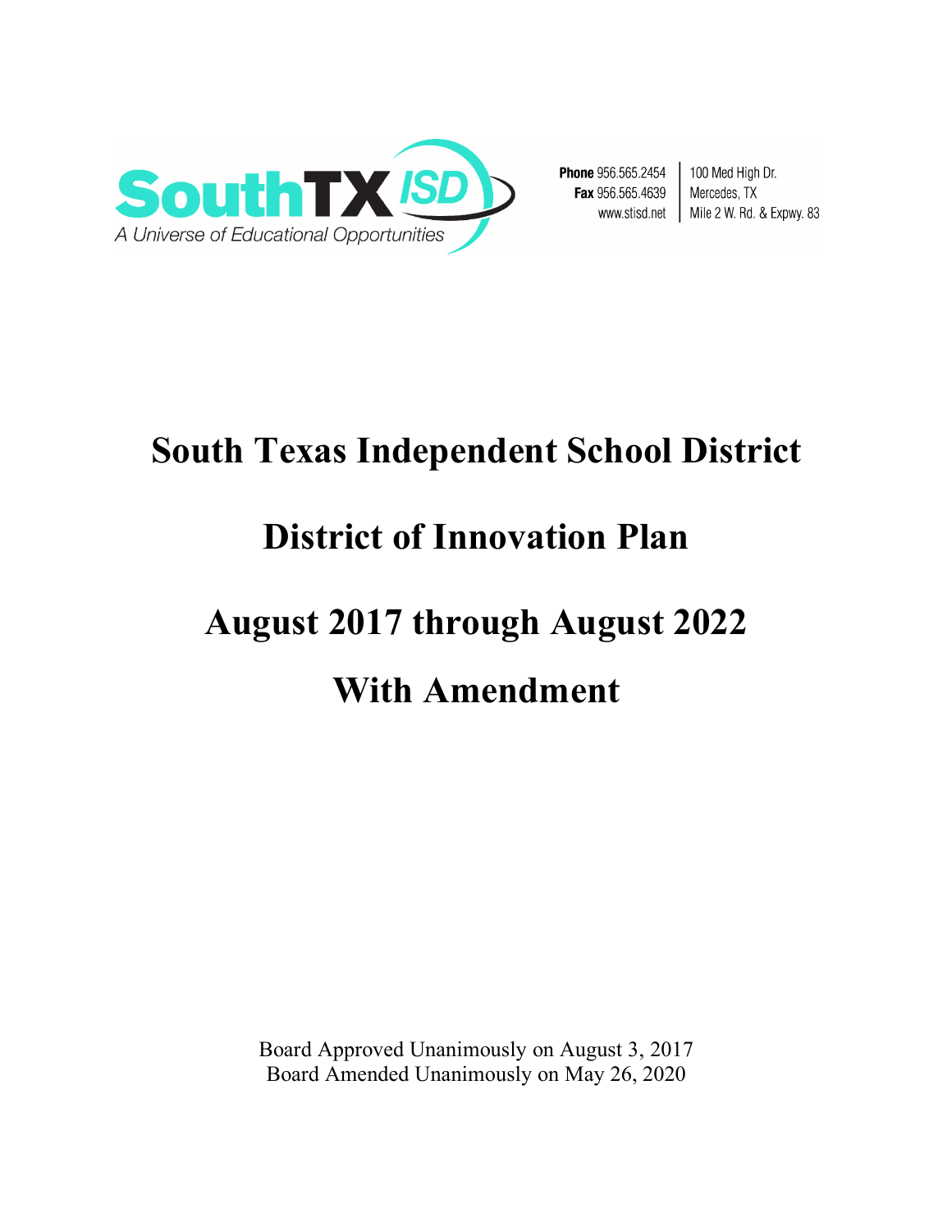SouthTX ISD

A Universe of Educational Opportunities

**Phone** 956.565.2454
**Fax** 956.565.4639
www.stisd.net

100 Med High Dr.
Mercedes, TX
Mile 2 W. Rd. & Expwy. 83

# South Texas Independent School District

# District of Innovation Plan

# August 2017 through August 2022

# With Amendment

Board Approved Unanimously on August 3, 2017
Board Amended Unanimously on May 26, 2020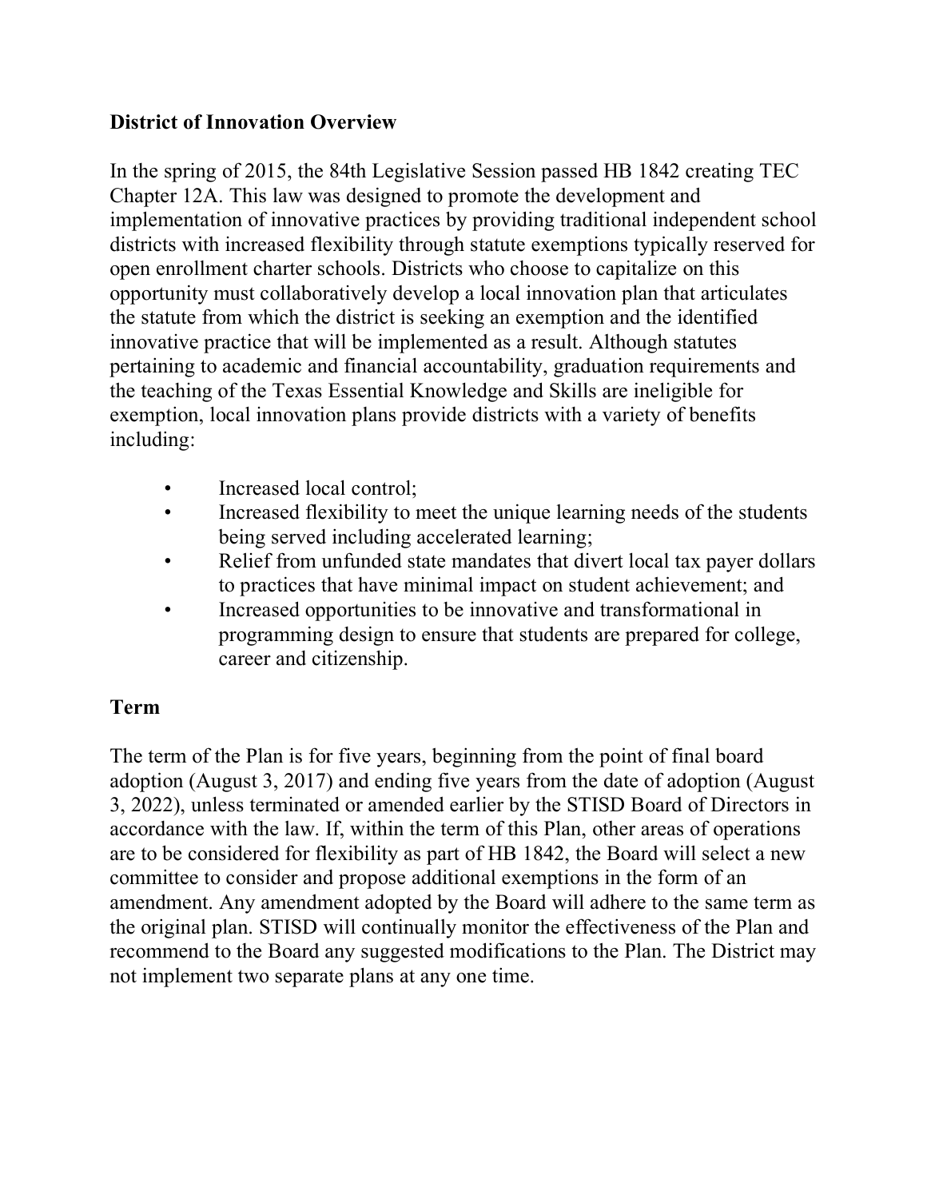## District of Innovation Overview

In the spring of 2015, the 84th Legislative Session passed HB 1842 creating TEC Chapter 12A. This law was designed to promote the development and implementation of innovative practices by providing traditional independent school districts with increased flexibility through statute exemptions typically reserved for open enrollment charter schools. Districts who choose to capitalize on this opportunity must collaboratively develop a local innovation plan that articulates the statute from which the district is seeking an exemption and the identified innovative practice that will be implemented as a result. Although statutes pertaining to academic and financial accountability, graduation requirements and the teaching of the Texas Essential Knowledge and Skills are ineligible for exemption, local innovation plans provide districts with a variety of benefits including:

- Increased local control;
- Increased flexibility to meet the unique learning needs of the students being served including accelerated learning;
- Relief from unfunded state mandates that divert local tax payer dollars to practices that have minimal impact on student achievement; and
- Increased opportunities to be innovative and transformational in programming design to ensure that students are prepared for college, career and citizenship.

## Term

The term of the Plan is for five years, beginning from the point of final board adoption (August 3, 2017) and ending five years from the date of adoption (August 3, 2022), unless terminated or amended earlier by the STISD Board of Directors in accordance with the law. If, within the term of this Plan, other areas of operations are to be considered for flexibility as part of HB 1842, the Board will select a new committee to consider and propose additional exemptions in the form of an amendment. Any amendment adopted by the Board will adhere to the same term as the original plan. STISD will continually monitor the effectiveness of the Plan and recommend to the Board any suggested modifications to the Plan. The District may not implement two separate plans at any one time.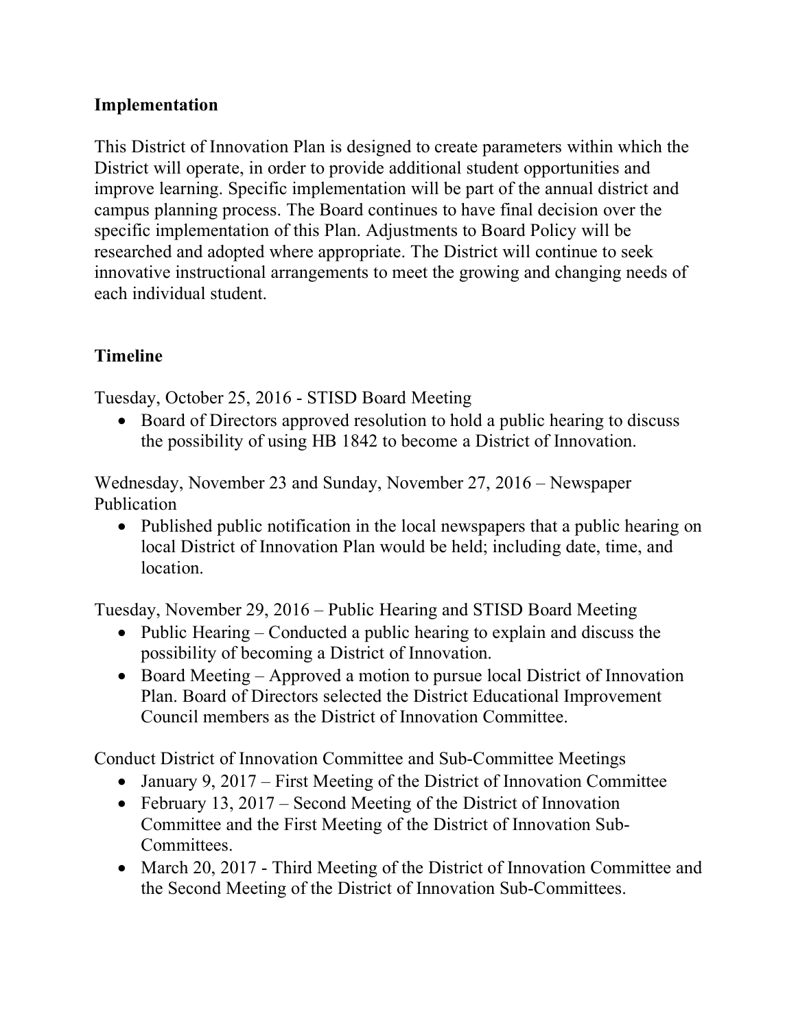## Implementation

This District of Innovation Plan is designed to create parameters within which the District will operate, in order to provide additional student opportunities and improve learning. Specific implementation will be part of the annual district and campus planning process. The Board continues to have final decision over the specific implementation of this Plan. Adjustments to Board Policy will be researched and adopted where appropriate. The District will continue to seek innovative instructional arrangements to meet the growing and changing needs of each individual student.

## Timeline

Tuesday, October 25, 2016 - STISD Board Meeting

- Board of Directors approved resolution to hold a public hearing to discuss the possibility of using HB 1842 to become a District of Innovation.

Wednesday, November 23 and Sunday, November 27, 2016 – Newspaper Publication

- Published public notification in the local newspapers that a public hearing on local District of Innovation Plan would be held; including date, time, and location.

Tuesday, November 29, 2016 – Public Hearing and STISD Board Meeting

- Public Hearing – Conducted a public hearing to explain and discuss the possibility of becoming a District of Innovation.
- Board Meeting – Approved a motion to pursue local District of Innovation Plan. Board of Directors selected the District Educational Improvement Council members as the District of Innovation Committee.

Conduct District of Innovation Committee and Sub-Committee Meetings

- January 9, 2017 – First Meeting of the District of Innovation Committee
- February 13, 2017 – Second Meeting of the District of Innovation Committee and the First Meeting of the District of Innovation Sub-Committees.
- March 20, 2017 - Third Meeting of the District of Innovation Committee and the Second Meeting of the District of Innovation Sub-Committees.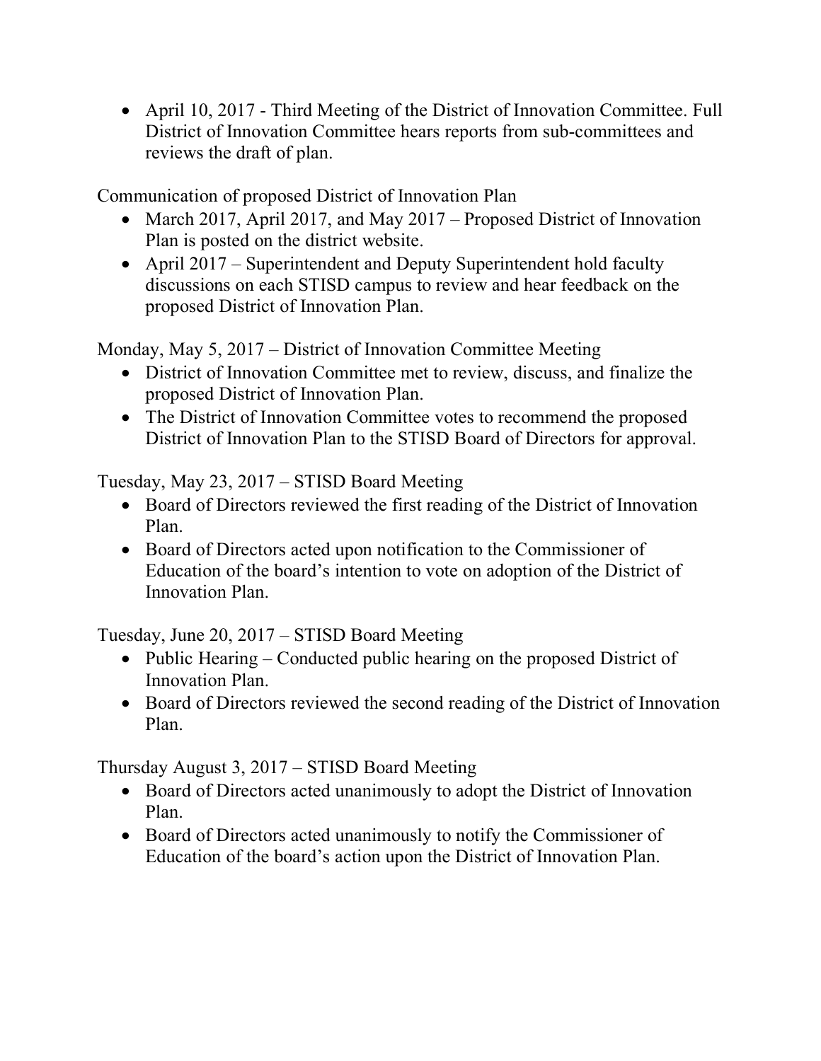- April 10, 2017 - Third Meeting of the District of Innovation Committee. Full District of Innovation Committee hears reports from sub-committees and reviews the draft of plan.

Communication of proposed District of Innovation Plan

- March 2017, April 2017, and May 2017 – Proposed District of Innovation Plan is posted on the district website.
- April 2017 – Superintendent and Deputy Superintendent hold faculty discussions on each STISD campus to review and hear feedback on the proposed District of Innovation Plan.

Monday, May 5, 2017 – District of Innovation Committee Meeting

- District of Innovation Committee met to review, discuss, and finalize the proposed District of Innovation Plan.
- The District of Innovation Committee votes to recommend the proposed District of Innovation Plan to the STISD Board of Directors for approval.

Tuesday, May 23, 2017 – STISD Board Meeting

- Board of Directors reviewed the first reading of the District of Innovation Plan.
- Board of Directors acted upon notification to the Commissioner of Education of the board's intention to vote on adoption of the District of Innovation Plan.

Tuesday, June 20, 2017 – STISD Board Meeting

- Public Hearing – Conducted public hearing on the proposed District of Innovation Plan.
- Board of Directors reviewed the second reading of the District of Innovation Plan.

Thursday August 3, 2017 – STISD Board Meeting

- Board of Directors acted unanimously to adopt the District of Innovation Plan.
- Board of Directors acted unanimously to notify the Commissioner of Education of the board's action upon the District of Innovation Plan.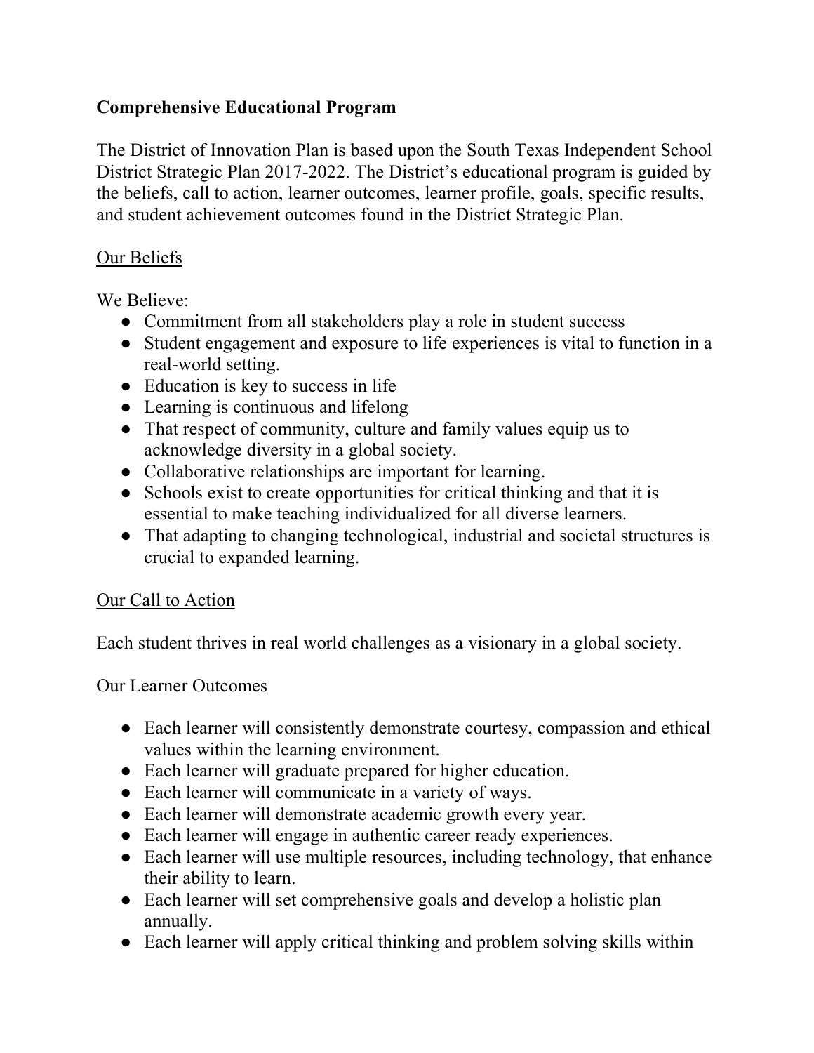**Comprehensive Educational Program**

The District of Innovation Plan is based upon the South Texas Independent School District Strategic Plan 2017-2022. The District's educational program is guided by the beliefs, call to action, learner outcomes, learner profile, goals, specific results, and student achievement outcomes found in the District Strategic Plan.

<u>Our Beliefs</u>

We Believe:

- Commitment from all stakeholders play a role in student success
- Student engagement and exposure to life experiences is vital to function in a real-world setting.
- Education is key to success in life
- Learning is continuous and lifelong
- That respect of community, culture and family values equip us to acknowledge diversity in a global society.
- Collaborative relationships are important for learning.
- Schools exist to create opportunities for critical thinking and that it is essential to make teaching individualized for all diverse learners.
- That adapting to changing technological, industrial and societal structures is crucial to expanded learning.

<u>Our Call to Action</u>

Each student thrives in real world challenges as a visionary in a global society.

<u>Our Learner Outcomes</u>

- Each learner will consistently demonstrate courtesy, compassion and ethical values within the learning environment.
- Each learner will graduate prepared for higher education.
- Each learner will communicate in a variety of ways.
- Each learner will demonstrate academic growth every year.
- Each learner will engage in authentic career ready experiences.
- Each learner will use multiple resources, including technology, that enhance their ability to learn.
- Each learner will set comprehensive goals and develop a holistic plan annually.
- Each learner will apply critical thinking and problem solving skills within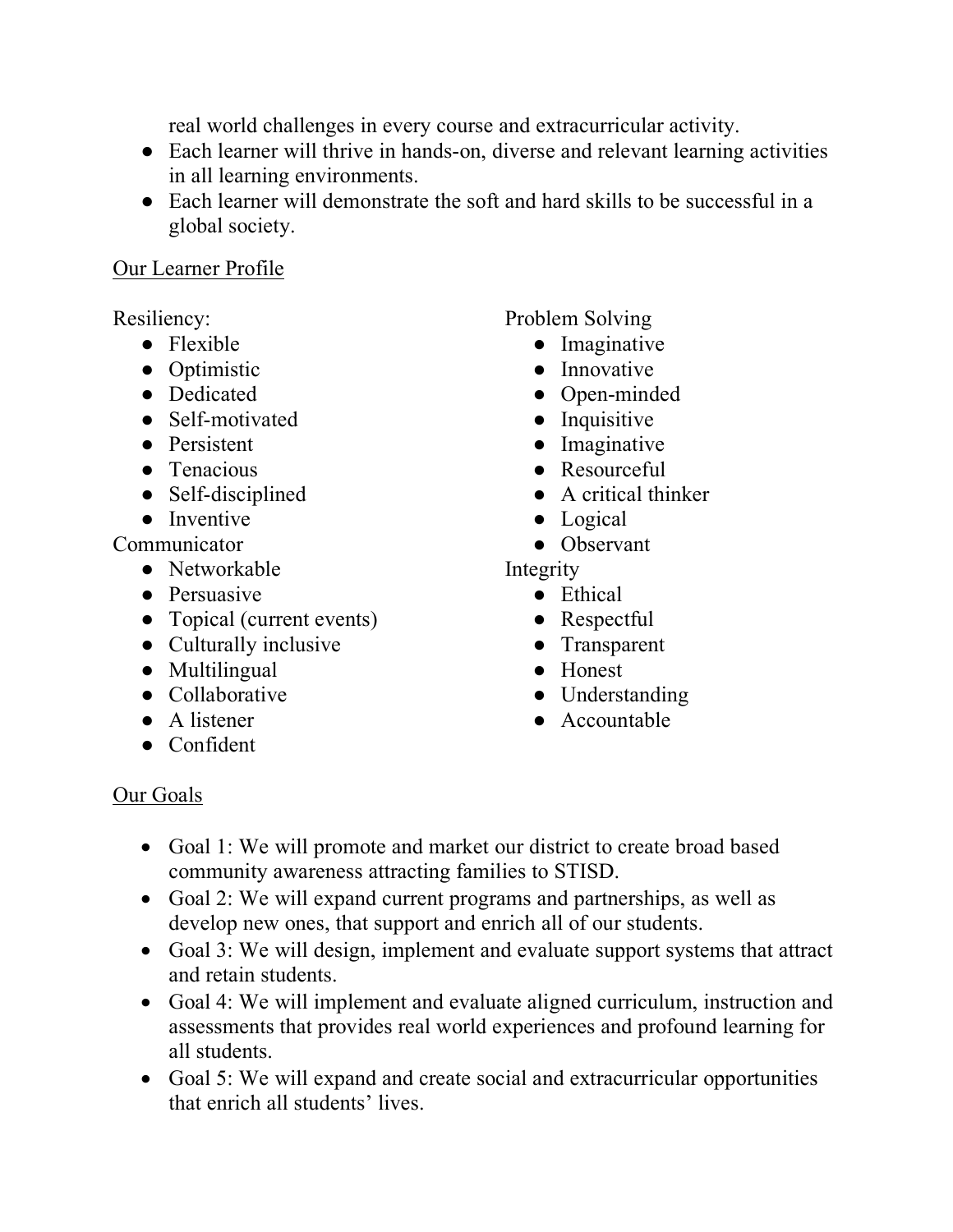real world challenges in every course and extracurricular activity.

- Each learner will thrive in hands-on, diverse and relevant learning activities in all learning environments.
- Each learner will demonstrate the soft and hard skills to be successful in a global society.

Our Learner Profile

Resiliency:

- Flexible
- Optimistic
- Dedicated
- Self-motivated
- Persistent
- Tenacious
- Self-disciplined
- Inventive

Communicator

- Networkable
- Persuasive
- Topical (current events)
- Culturally inclusive
- Multilingual
- Collaborative
- A listener
- Confident

Problem Solving

- Imaginative
- Innovative
- Open-minded
- Inquisitive
- Imaginative
- Resourceful
- A critical thinker
- Logical
- Observant

Integrity

- Ethical
- Respectful
- Transparent
- Honest
- Understanding
- Accountable

Our Goals

- Goal 1: We will promote and market our district to create broad based community awareness attracting families to STISD.
- Goal 2: We will expand current programs and partnerships, as well as develop new ones, that support and enrich all of our students.
- Goal 3: We will design, implement and evaluate support systems that attract and retain students.
- Goal 4: We will implement and evaluate aligned curriculum, instruction and assessments that provides real world experiences and profound learning for all students.
- Goal 5: We will expand and create social and extracurricular opportunities that enrich all students' lives.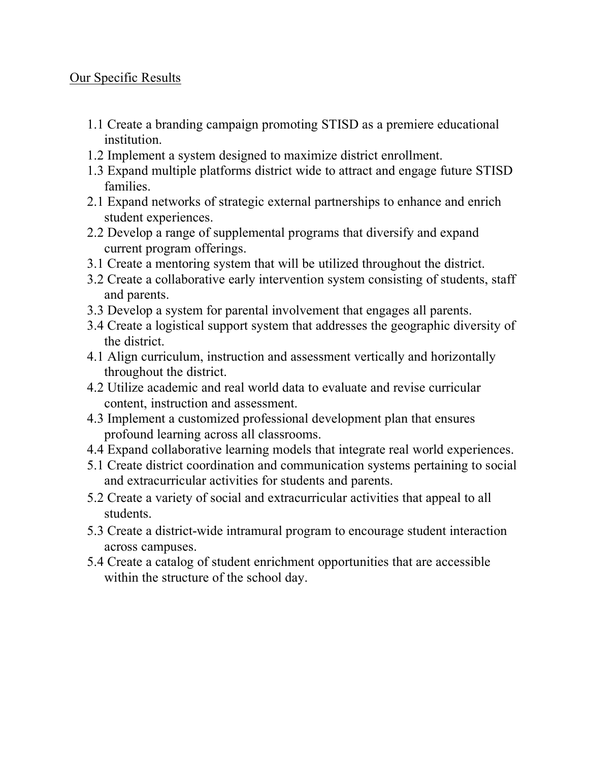Our Specific Results

- 1.1 Create a branding campaign promoting STISD as a premiere educational institution.
- 1.2 Implement a system designed to maximize district enrollment.
- 1.3 Expand multiple platforms district wide to attract and engage future STISD families.
- 2.1 Expand networks of strategic external partnerships to enhance and enrich student experiences.
- 2.2 Develop a range of supplemental programs that diversify and expand current program offerings.
- 3.1 Create a mentoring system that will be utilized throughout the district.
- 3.2 Create a collaborative early intervention system consisting of students, staff and parents.
- 3.3 Develop a system for parental involvement that engages all parents.
- 3.4 Create a logistical support system that addresses the geographic diversity of the district.
- 4.1 Align curriculum, instruction and assessment vertically and horizontally throughout the district.
- 4.2 Utilize academic and real world data to evaluate and revise curricular content, instruction and assessment.
- 4.3 Implement a customized professional development plan that ensures profound learning across all classrooms.
- 4.4 Expand collaborative learning models that integrate real world experiences.
- 5.1 Create district coordination and communication systems pertaining to social and extracurricular activities for students and parents.
- 5.2 Create a variety of social and extracurricular activities that appeal to all students.
- 5.3 Create a district-wide intramural program to encourage student interaction across campuses.
- 5.4 Create a catalog of student enrichment opportunities that are accessible within the structure of the school day.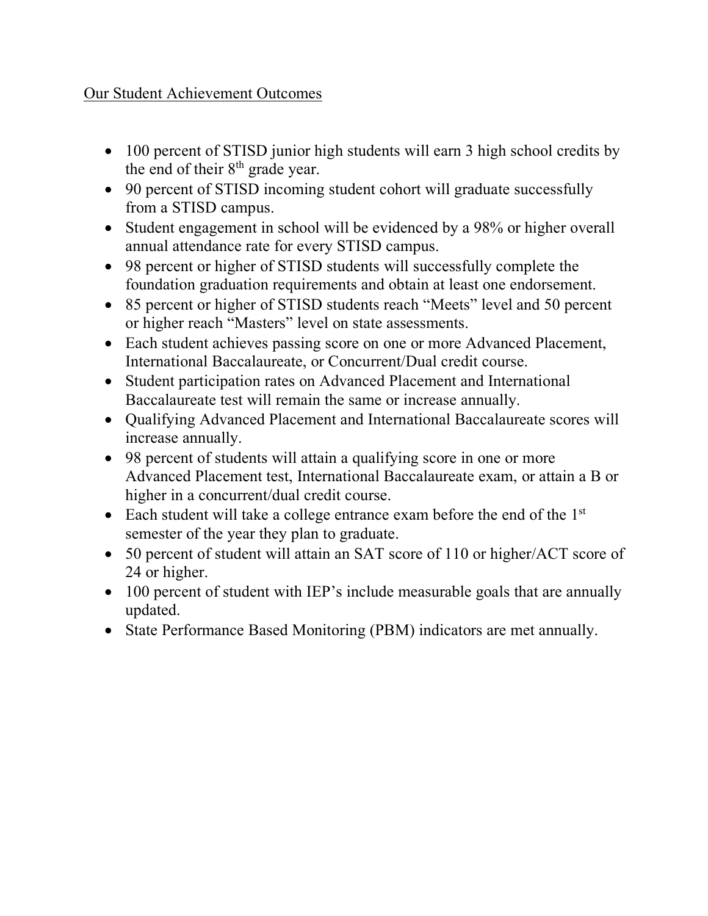Our Student Achievement Outcomes

- 100 percent of STISD junior high students will earn 3 high school credits by the end of their 8th grade year.
- 90 percent of STISD incoming student cohort will graduate successfully from a STISD campus.
- Student engagement in school will be evidenced by a 98% or higher overall annual attendance rate for every STISD campus.
- 98 percent or higher of STISD students will successfully complete the foundation graduation requirements and obtain at least one endorsement.
- 85 percent or higher of STISD students reach "Meets" level and 50 percent or higher reach "Masters" level on state assessments.
- Each student achieves passing score on one or more Advanced Placement, International Baccalaureate, or Concurrent/Dual credit course.
- Student participation rates on Advanced Placement and International Baccalaureate test will remain the same or increase annually.
- Qualifying Advanced Placement and International Baccalaureate scores will increase annually.
- 98 percent of students will attain a qualifying score in one or more Advanced Placement test, International Baccalaureate exam, or attain a B or higher in a concurrent/dual credit course.
- Each student will take a college entrance exam before the end of the 1st semester of the year they plan to graduate.
- 50 percent of student will attain an SAT score of 110 or higher/ACT score of 24 or higher.
- 100 percent of student with IEP's include measurable goals that are annually updated.
- State Performance Based Monitoring (PBM) indicators are met annually.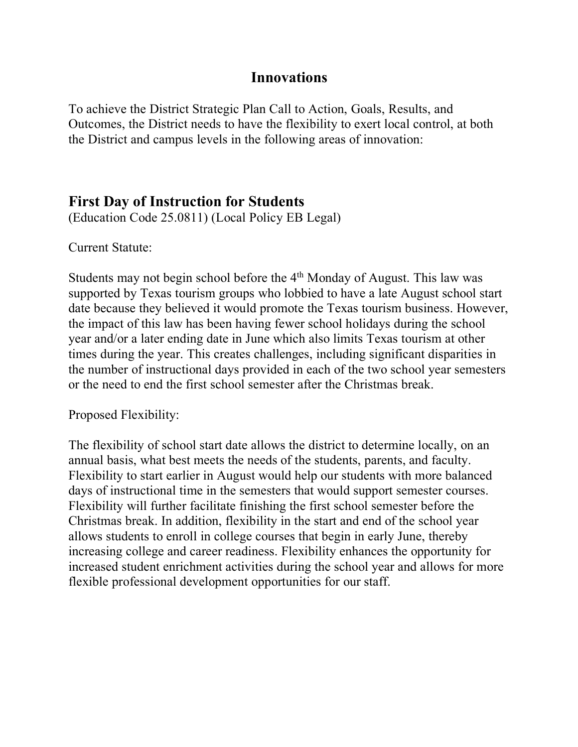# Innovations

To achieve the District Strategic Plan Call to Action, Goals, Results, and Outcomes, the District needs to have the flexibility to exert local control, at both the District and campus levels in the following areas of innovation:

## First Day of Instruction for Students

(Education Code 25.0811) (Local Policy EB Legal)

Current Statute:

Students may not begin school before the 4th Monday of August. This law was supported by Texas tourism groups who lobbied to have a late August school start date because they believed it would promote the Texas tourism business. However, the impact of this law has been having fewer school holidays during the school year and/or a later ending date in June which also limits Texas tourism at other times during the year. This creates challenges, including significant disparities in the number of instructional days provided in each of the two school year semesters or the need to end the first school semester after the Christmas break.

Proposed Flexibility:

The flexibility of school start date allows the district to determine locally, on an annual basis, what best meets the needs of the students, parents, and faculty. Flexibility to start earlier in August would help our students with more balanced days of instructional time in the semesters that would support semester courses. Flexibility will further facilitate finishing the first school semester before the Christmas break. In addition, flexibility in the start and end of the school year allows students to enroll in college courses that begin in early June, thereby increasing college and career readiness. Flexibility enhances the opportunity for increased student enrichment activities during the school year and allows for more flexible professional development opportunities for our staff.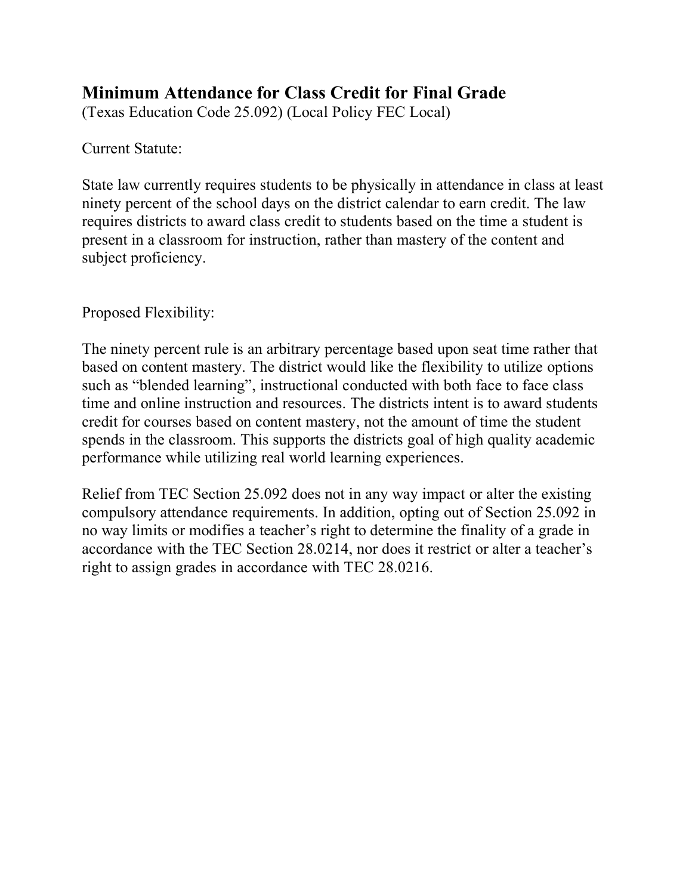## Minimum Attendance for Class Credit for Final Grade

(Texas Education Code 25.092) (Local Policy FEC Local)

Current Statute:

State law currently requires students to be physically in attendance in class at least ninety percent of the school days on the district calendar to earn credit. The law requires districts to award class credit to students based on the time a student is present in a classroom for instruction, rather than mastery of the content and subject proficiency.

Proposed Flexibility:

The ninety percent rule is an arbitrary percentage based upon seat time rather that based on content mastery. The district would like the flexibility to utilize options such as "blended learning", instructional conducted with both face to face class time and online instruction and resources. The districts intent is to award students credit for courses based on content mastery, not the amount of time the student spends in the classroom. This supports the districts goal of high quality academic performance while utilizing real world learning experiences.

Relief from TEC Section 25.092 does not in any way impact or alter the existing compulsory attendance requirements. In addition, opting out of Section 25.092 in no way limits or modifies a teacher's right to determine the finality of a grade in accordance with the TEC Section 28.0214, nor does it restrict or alter a teacher's right to assign grades in accordance with TEC 28.0216.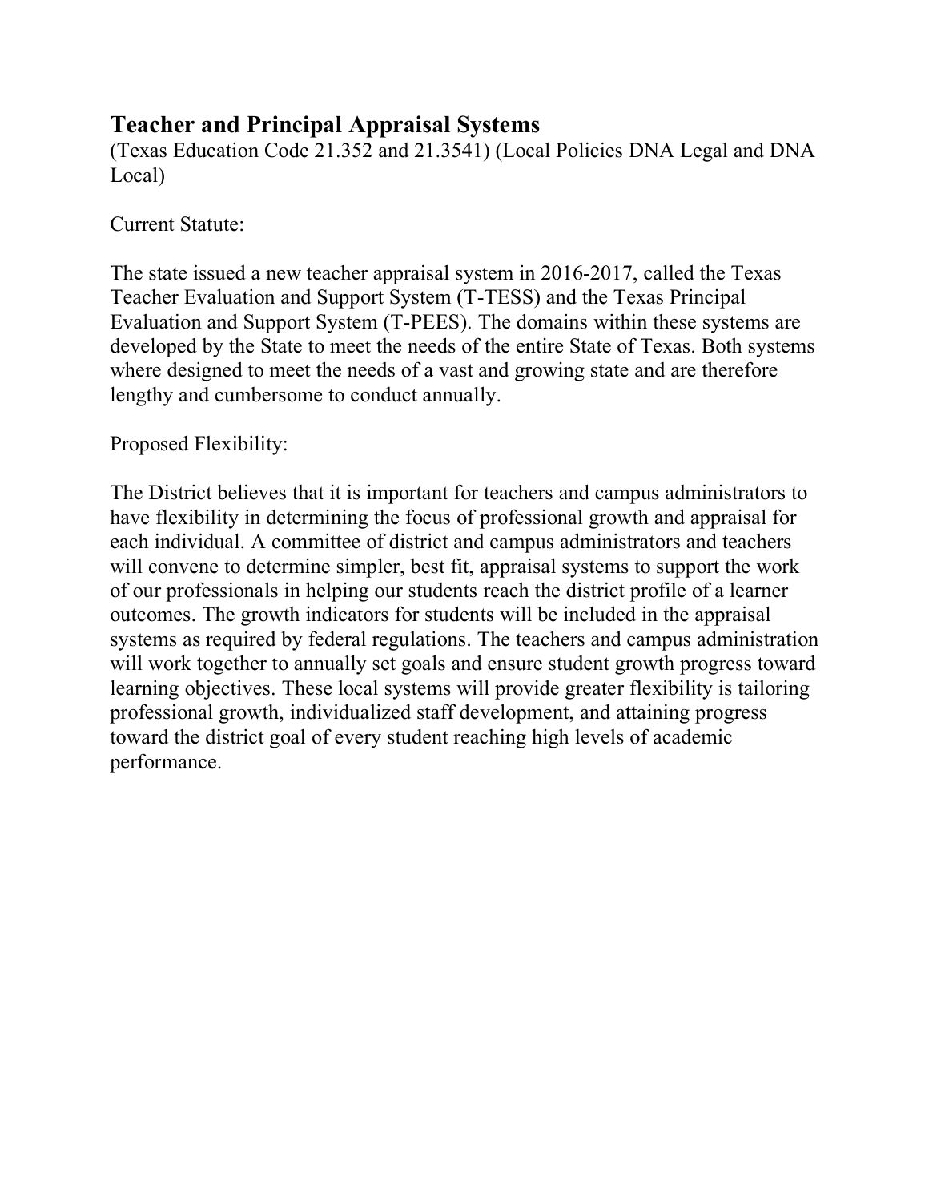## Teacher and Principal Appraisal Systems

(Texas Education Code 21.352 and 21.3541) (Local Policies DNA Legal and DNA Local)

Current Statute:

The state issued a new teacher appraisal system in 2016-2017, called the Texas Teacher Evaluation and Support System (T-TESS) and the Texas Principal Evaluation and Support System (T-PEES). The domains within these systems are developed by the State to meet the needs of the entire State of Texas. Both systems where designed to meet the needs of a vast and growing state and are therefore lengthy and cumbersome to conduct annually.

Proposed Flexibility:

The District believes that it is important for teachers and campus administrators to have flexibility in determining the focus of professional growth and appraisal for each individual. A committee of district and campus administrators and teachers will convene to determine simpler, best fit, appraisal systems to support the work of our professionals in helping our students reach the district profile of a learner outcomes. The growth indicators for students will be included in the appraisal systems as required by federal regulations. The teachers and campus administration will work together to annually set goals and ensure student growth progress toward learning objectives. These local systems will provide greater flexibility is tailoring professional growth, individualized staff development, and attaining progress toward the district goal of every student reaching high levels of academic performance.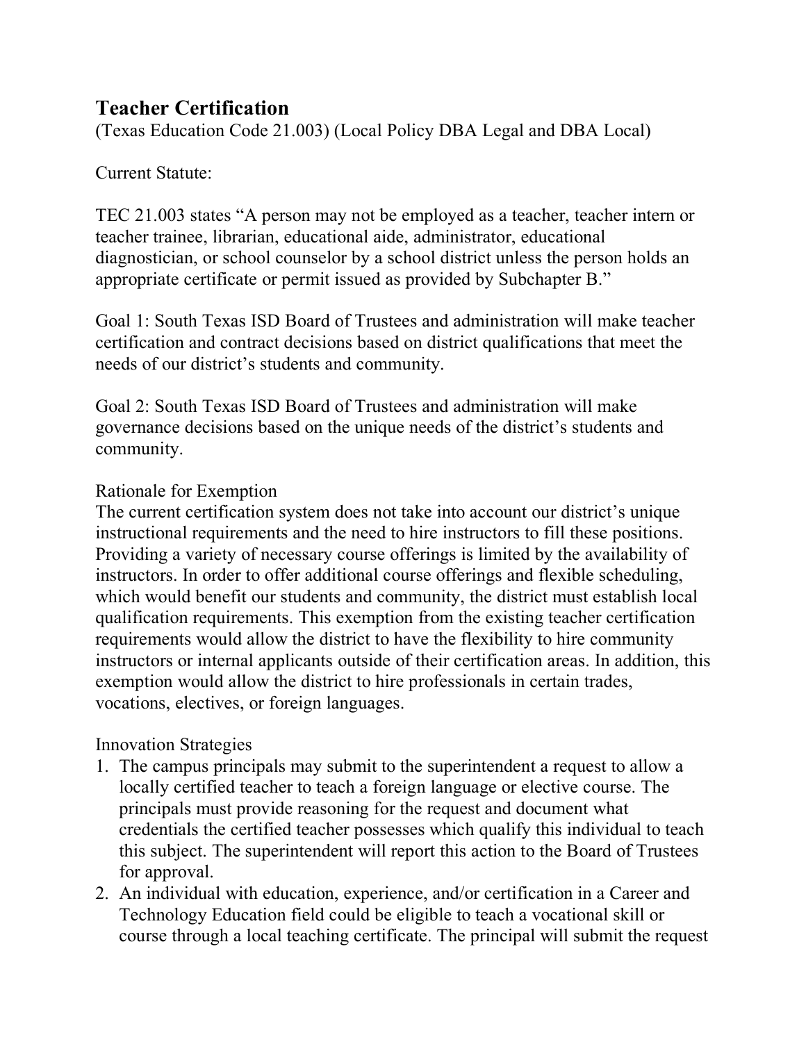# Teacher Certification

(Texas Education Code 21.003) (Local Policy DBA Legal and DBA Local)

Current Statute:

TEC 21.003 states "A person may not be employed as a teacher, teacher intern or teacher trainee, librarian, educational aide, administrator, educational diagnostician, or school counselor by a school district unless the person holds an appropriate certificate or permit issued as provided by Subchapter B."

Goal 1: South Texas ISD Board of Trustees and administration will make teacher certification and contract decisions based on district qualifications that meet the needs of our district's students and community.

Goal 2: South Texas ISD Board of Trustees and administration will make governance decisions based on the unique needs of the district's students and community.

Rationale for Exemption

The current certification system does not take into account our district's unique instructional requirements and the need to hire instructors to fill these positions. Providing a variety of necessary course offerings is limited by the availability of instructors. In order to offer additional course offerings and flexible scheduling, which would benefit our students and community, the district must establish local qualification requirements. This exemption from the existing teacher certification requirements would allow the district to have the flexibility to hire community instructors or internal applicants outside of their certification areas. In addition, this exemption would allow the district to hire professionals in certain trades, vocations, electives, or foreign languages.

Innovation Strategies

1. The campus principals may submit to the superintendent a request to allow a locally certified teacher to teach a foreign language or elective course. The principals must provide reasoning for the request and document what credentials the certified teacher possesses which qualify this individual to teach this subject. The superintendent will report this action to the Board of Trustees for approval.
2. An individual with education, experience, and/or certification in a Career and Technology Education field could be eligible to teach a vocational skill or course through a local teaching certificate. The principal will submit the request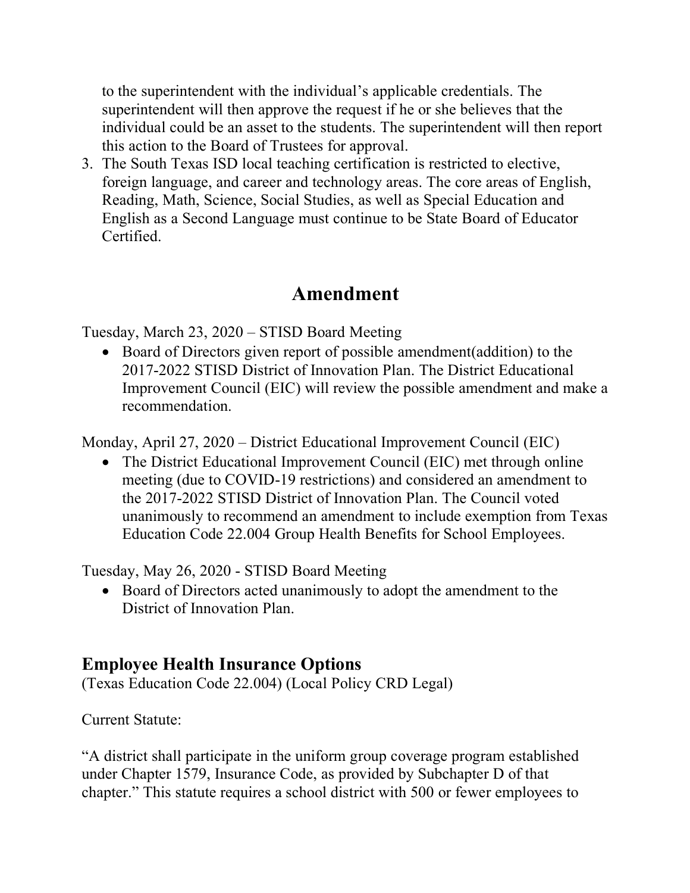to the superintendent with the individual's applicable credentials. The superintendent will then approve the request if he or she believes that the individual could be an asset to the students. The superintendent will then report this action to the Board of Trustees for approval.

3. The South Texas ISD local teaching certification is restricted to elective, foreign language, and career and technology areas. The core areas of English, Reading, Math, Science, Social Studies, as well as Special Education and English as a Second Language must continue to be State Board of Educator Certified.

# Amendment

Tuesday, March 23, 2020 – STISD Board Meeting

- Board of Directors given report of possible amendment(addition) to the 2017-2022 STISD District of Innovation Plan. The District Educational Improvement Council (EIC) will review the possible amendment and make a recommendation.

Monday, April 27, 2020 – District Educational Improvement Council (EIC)

- The District Educational Improvement Council (EIC) met through online meeting (due to COVID-19 restrictions) and considered an amendment to the 2017-2022 STISD District of Innovation Plan. The Council voted unanimously to recommend an amendment to include exemption from Texas Education Code 22.004 Group Health Benefits for School Employees.

Tuesday, May 26, 2020 - STISD Board Meeting

- Board of Directors acted unanimously to adopt the amendment to the District of Innovation Plan.

## Employee Health Insurance Options

(Texas Education Code 22.004) (Local Policy CRD Legal)

Current Statute:

"A district shall participate in the uniform group coverage program established under Chapter 1579, Insurance Code, as provided by Subchapter D of that chapter." This statute requires a school district with 500 or fewer employees to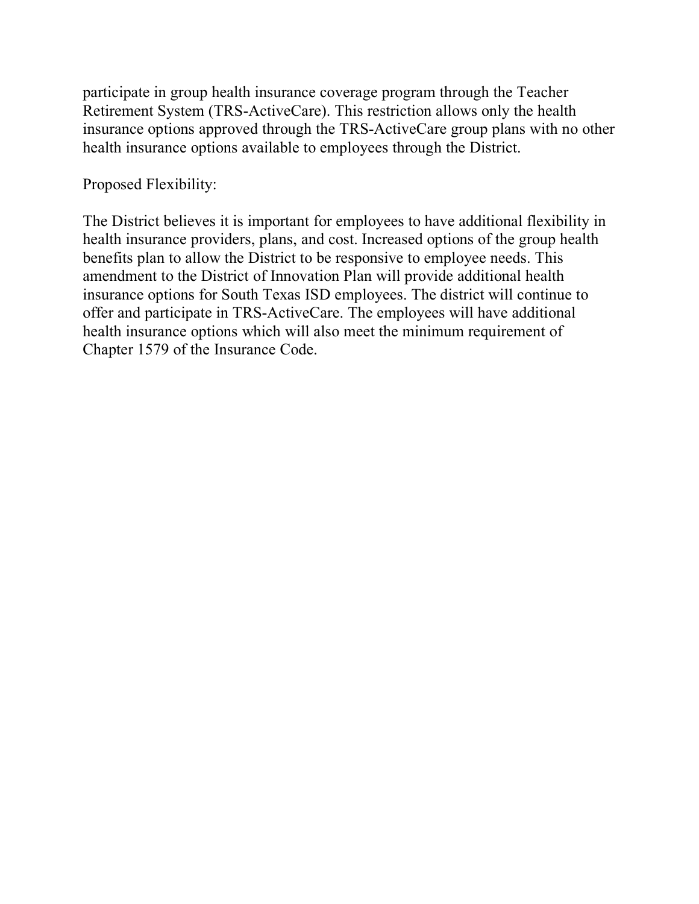participate in group health insurance coverage program through the Teacher Retirement System (TRS-ActiveCare). This restriction allows only the health insurance options approved through the TRS-ActiveCare group plans with no other health insurance options available to employees through the District.

Proposed Flexibility:

The District believes it is important for employees to have additional flexibility in health insurance providers, plans, and cost. Increased options of the group health benefits plan to allow the District to be responsive to employee needs. This amendment to the District of Innovation Plan will provide additional health insurance options for South Texas ISD employees. The district will continue to offer and participate in TRS-ActiveCare. The employees will have additional health insurance options which will also meet the minimum requirement of Chapter 1579 of the Insurance Code.